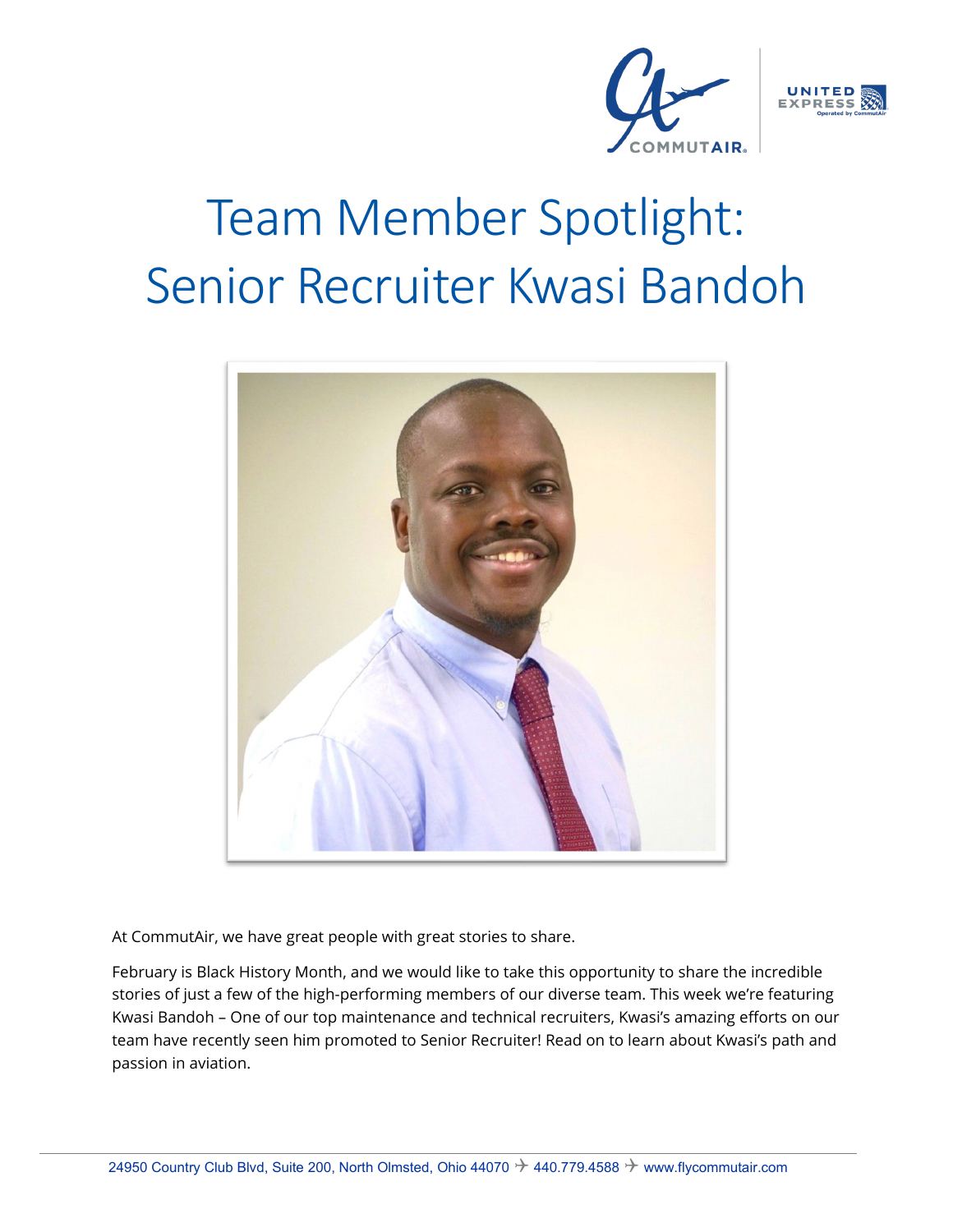# Team Member Spotlight: Senior Recruiter Kwasi Bandoh

At CommutAir, we have great people with great stories to share.

February is Black History Month, and we would like to take this opportunity to share the incredible stories of just a few of the high-performing members of our diverse team. This week we're featuring Kwasi Bandoh – One of our top maintenance and technical recruiters, Kwasi's amazing efforts on our team have recently seen him promoted to Senior Recruiter! Read on to learn about Kwasi's path and passion in aviation.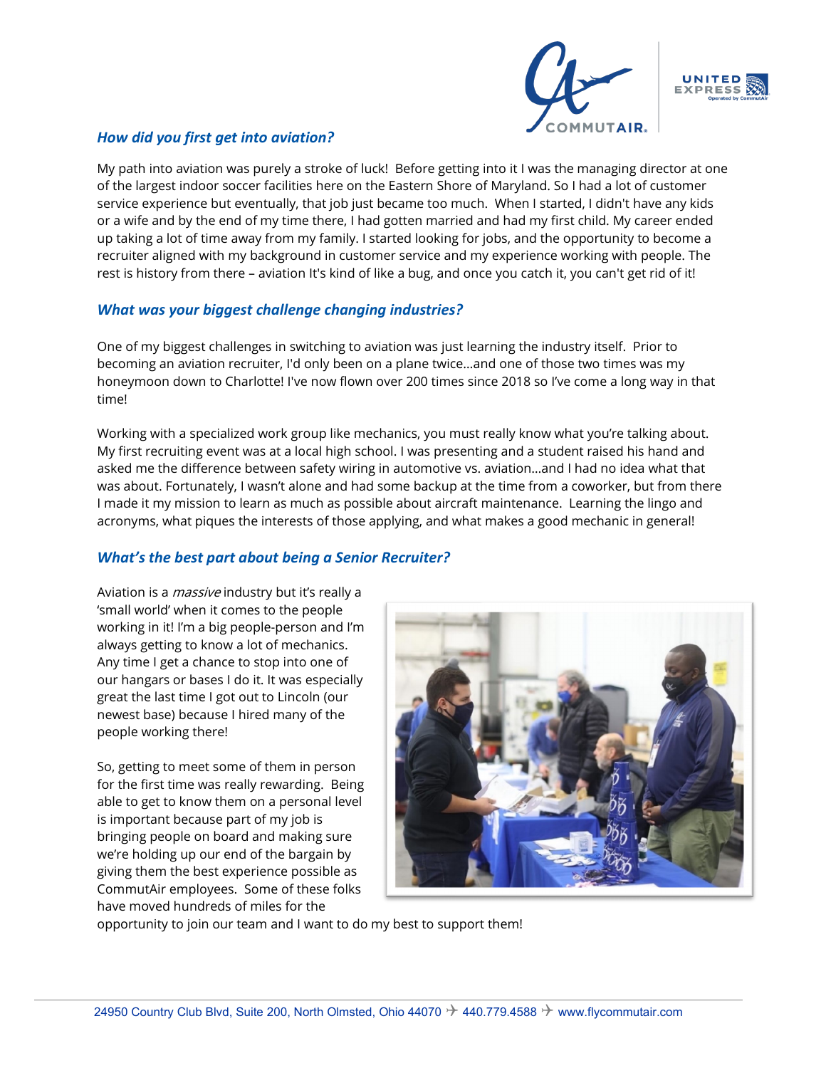### *How did you first get into aviation?*

My path into aviation was purely a stroke of luck! Before getting into it I was the managing director at one of the largest indoor soccer facilities here on the Eastern Shore of Maryland. So I had a lot of customer service experience but eventually, that job just became too much. When I started, I didn't have any kids or a wife and by the end of my time there, I had gotten married and had my first child. My career ended up taking a lot of time away from my family. I started looking for jobs, and the opportunity to become a recruiter aligned with my background in customer service and my experience working with people. The rest is history from there – aviation It's kind of like a bug, and once you catch it, you can't get rid of it!

### *What was your biggest challenge changing industries?*

One of my biggest challenges in switching to aviation was just learning the industry itself. Prior to becoming an aviation recruiter, I'd only been on a plane twice…and one of those two times was my honeymoon down to Charlotte! I've now flown over 200 times since 2018 so I've come a long way in that time!

Working with a specialized work group like mechanics, you must really know what you're talking about. My first recruiting event was at a local high school. I was presenting and a student raised his hand and asked me the difference between safety wiring in automotive vs. aviation…and I had no idea what that was about. Fortunately, I wasn't alone and had some backup at the time from a coworker, but from there I made it my mission to learn as much as possible about aircraft maintenance. Learning the lingo and acronyms, what piques the interests of those applying, and what makes a good mechanic in general!

### *What's the best part about being a Senior Recruiter?*

Aviation is a *massive* industry but it's really a 'small world' when it comes to the people working in it! I'm a big people-person and I'm always getting to know a lot of mechanics. Any time I get a chance to stop into one of our hangars or bases I do it. It was especially great the last time I got out to Lincoln (our newest base) because I hired many of the people working there!

So, getting to meet some of them in person for the first time was really rewarding. Being able to get to know them on a personal level is important because part of my job is bringing people on board and making sure we're holding up our end of the bargain by giving them the best experience possible as CommutAir employees. Some of these folks have moved hundreds of miles for the opportunity to join our team and I want to do my best to support them!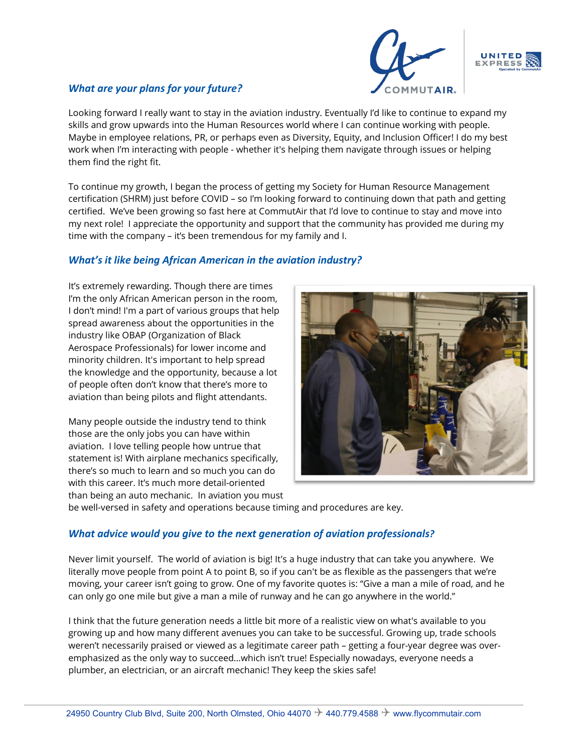### *What are your plans for your future?*

Looking forward I really want to stay in the aviation industry. Eventually I'd like to continue to expand my skills and grow upwards into the Human Resources world where I can continue working with people. Maybe in employee relations, PR, or perhaps even as Diversity, Equity, and Inclusion Officer! I do my best work when I'm interacting with people - whether it's helping them navigate through issues or helping them find the right fit.

To continue my growth, I began the process of getting my Society for Human Resource Management certification (SHRM) just before COVID – so I'm looking forward to continuing down that path and getting certified. We've been growing so fast here at CommutAir that I'd love to continue to stay and move into my next role! I appreciate the opportunity and support that the community has provided me during my time with the company – it's been tremendous for my family and I.

### *What's it like being African American in the aviation industry?*

It's extremely rewarding. Though there are times I'm the only African American person in the room, I don't mind! I'm a part of various groups that help spread awareness about the opportunities in the industry like OBAP (Organization of Black Aerospace Professionals) for lower income and minority children. It's important to help spread the knowledge and the opportunity, because a lot of people often don't know that there's more to aviation than being pilots and flight attendants.

Many people outside the industry tend to think those are the only jobs you can have within aviation. I love telling people how untrue that statement is! With airplane mechanics specifically, there's so much to learn and so much you can do with this career. It's much more detail-oriented than being an auto mechanic. In aviation you must be well-versed in safety and operations because timing and procedures are key.

### *What advice would you give to the next generation of aviation professionals?*

Never limit yourself. The world of aviation is big! It's a huge industry that can take you anywhere. We literally move people from point A to point B, so if you can't be as flexible as the passengers that we're moving, your career isn't going to grow. One of my favorite quotes is: "Give a man a mile of road, and he can only go one mile but give a man a mile of runway and he can go anywhere in the world."

I think that the future generation needs a little bit more of a realistic view on what's available to you growing up and how many different avenues you can take to be successful. Growing up, trade schools weren't necessarily praised or viewed as a legitimate career path – getting a four-year degree was over-emphasized as the only way to succeed…which isn't true! Especially nowadays, everyone needs a plumber, an electrician, or an aircraft mechanic! They keep the skies safe!